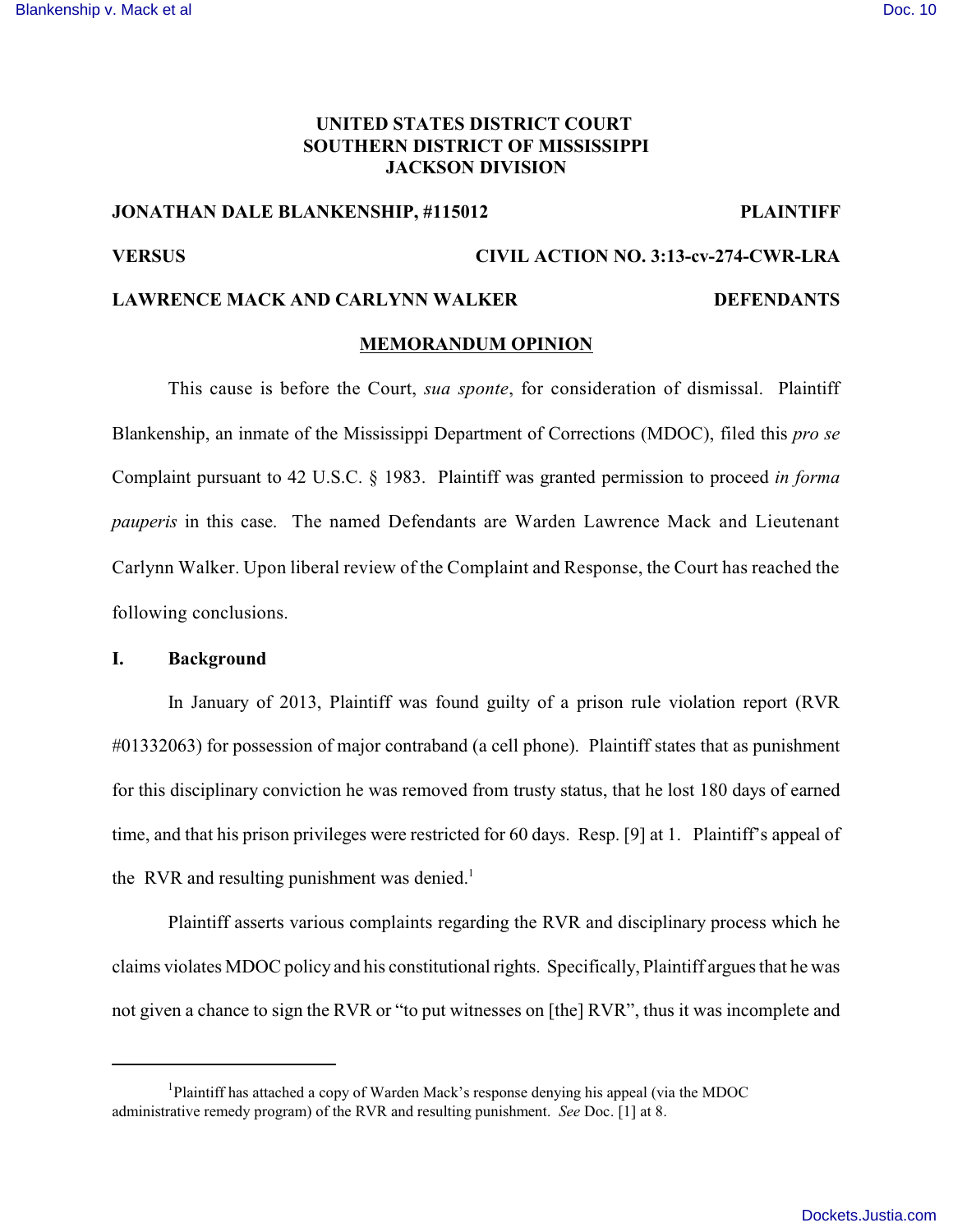# UNITED STATES DISTRICT COURT
# SOUTHERN DISTRICT OF MISSISSIPPI
# JACKSON DIVISION

**JONATHAN DALE BLANKENSHIP, #115012** — **PLAINTIFF**

**VERSUS** — **CIVIL ACTION NO. 3:13-cv-274-CWR-LRA**

**LAWRENCE MACK AND CARLYNN WALKER** — **DEFENDANTS**

## MEMORANDUM OPINION

This cause is before the Court, *sua sponte*, for consideration of dismissal. Plaintiff Blankenship, an inmate of the Mississippi Department of Corrections (MDOC), filed this *pro se* Complaint pursuant to 42 U.S.C. § 1983. Plaintiff was granted permission to proceed *in forma pauperis* in this case. The named Defendants are Warden Lawrence Mack and Lieutenant Carlynn Walker. Upon liberal review of the Complaint and Response, the Court has reached the following conclusions.

### I. Background

In January of 2013, Plaintiff was found guilty of a prison rule violation report (RVR #01332063) for possession of major contraband (a cell phone). Plaintiff states that as punishment for this disciplinary conviction he was removed from trusty status, that he lost 180 days of earned time, and that his prison privileges were restricted for 60 days. Resp. [9] at 1. Plaintiff's appeal of the RVR and resulting punishment was denied.[1]

Plaintiff asserts various complaints regarding the RVR and disciplinary process which he claims violates MDOC policy and his constitutional rights. Specifically, Plaintiff argues that he was not given a chance to sign the RVR or "to put witnesses on [the] RVR", thus it was incomplete and

---

[1]Plaintiff has attached a copy of Warden Mack's response denying his appeal (via the MDOC administrative remedy program) of the RVR and resulting punishment. *See* Doc. [1] at 8.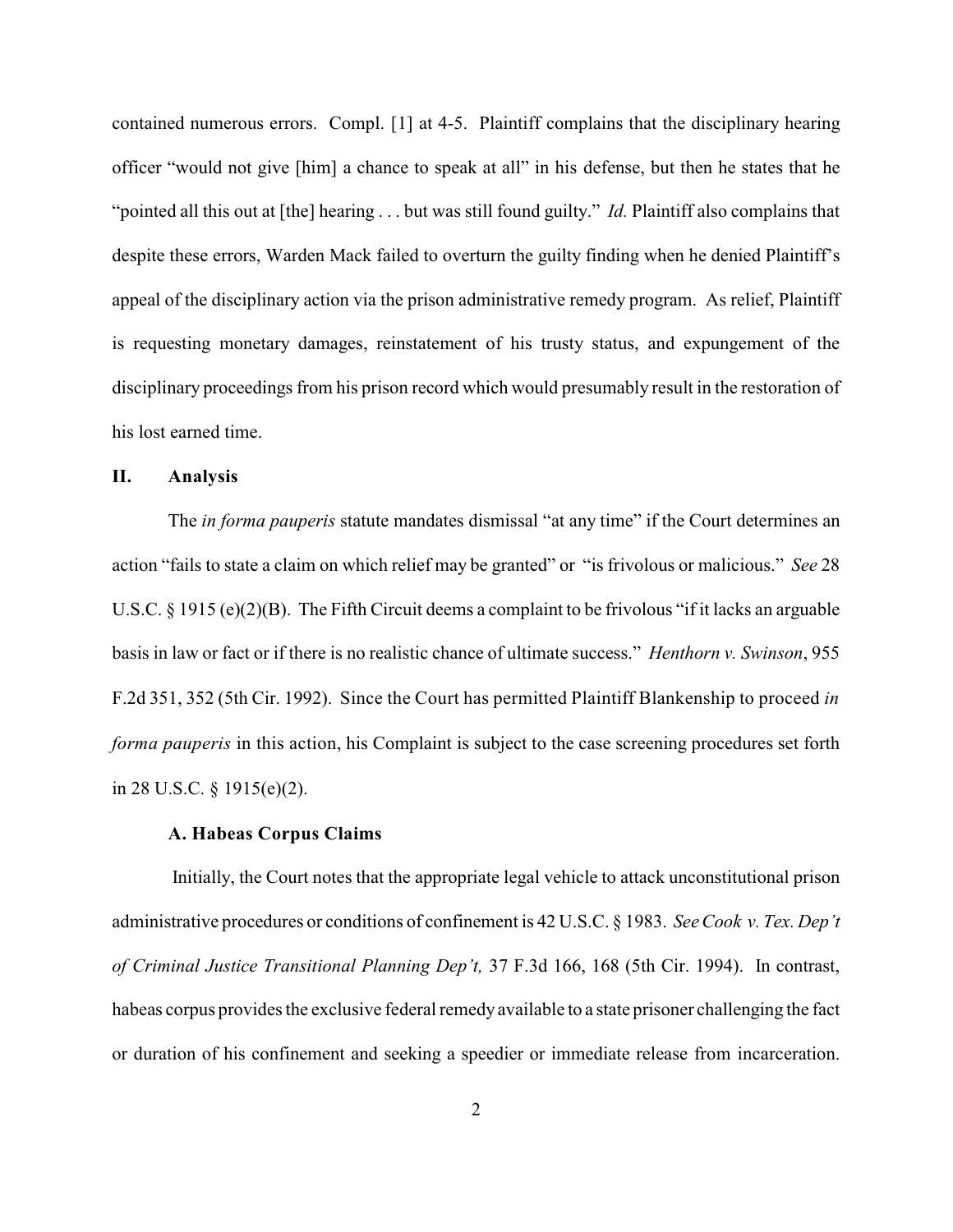contained numerous errors. Compl. [1] at 4-5. Plaintiff complains that the disciplinary hearing officer "would not give [him] a chance to speak at all" in his defense, but then he states that he "pointed all this out at [the] hearing . . . but was still found guilty." *Id.* Plaintiff also complains that despite these errors, Warden Mack failed to overturn the guilty finding when he denied Plaintiff's appeal of the disciplinary action via the prison administrative remedy program. As relief, Plaintiff is requesting monetary damages, reinstatement of his trusty status, and expungement of the disciplinary proceedings from his prison record which would presumably result in the restoration of his lost earned time.

## II. Analysis

The *in forma pauperis* statute mandates dismissal "at any time" if the Court determines an action "fails to state a claim on which relief may be granted" or "is frivolous or malicious." *See* 28 U.S.C. § 1915 (e)(2)(B). The Fifth Circuit deems a complaint to be frivolous "if it lacks an arguable basis in law or fact or if there is no realistic chance of ultimate success." *Henthorn v. Swinson*, 955 F.2d 351, 352 (5th Cir. 1992). Since the Court has permitted Plaintiff Blankenship to proceed *in forma pauperis* in this action, his Complaint is subject to the case screening procedures set forth in 28 U.S.C. § 1915(e)(2).

### A. Habeas Corpus Claims

Initially, the Court notes that the appropriate legal vehicle to attack unconstitutional prison administrative procedures or conditions of confinement is 42 U.S.C. § 1983. *See Cook v. Tex. Dep't of Criminal Justice Transitional Planning Dep't,* 37 F.3d 166, 168 (5th Cir. 1994). In contrast, habeas corpus provides the exclusive federal remedy available to a state prisoner challenging the fact or duration of his confinement and seeking a speedier or immediate release from incarceration.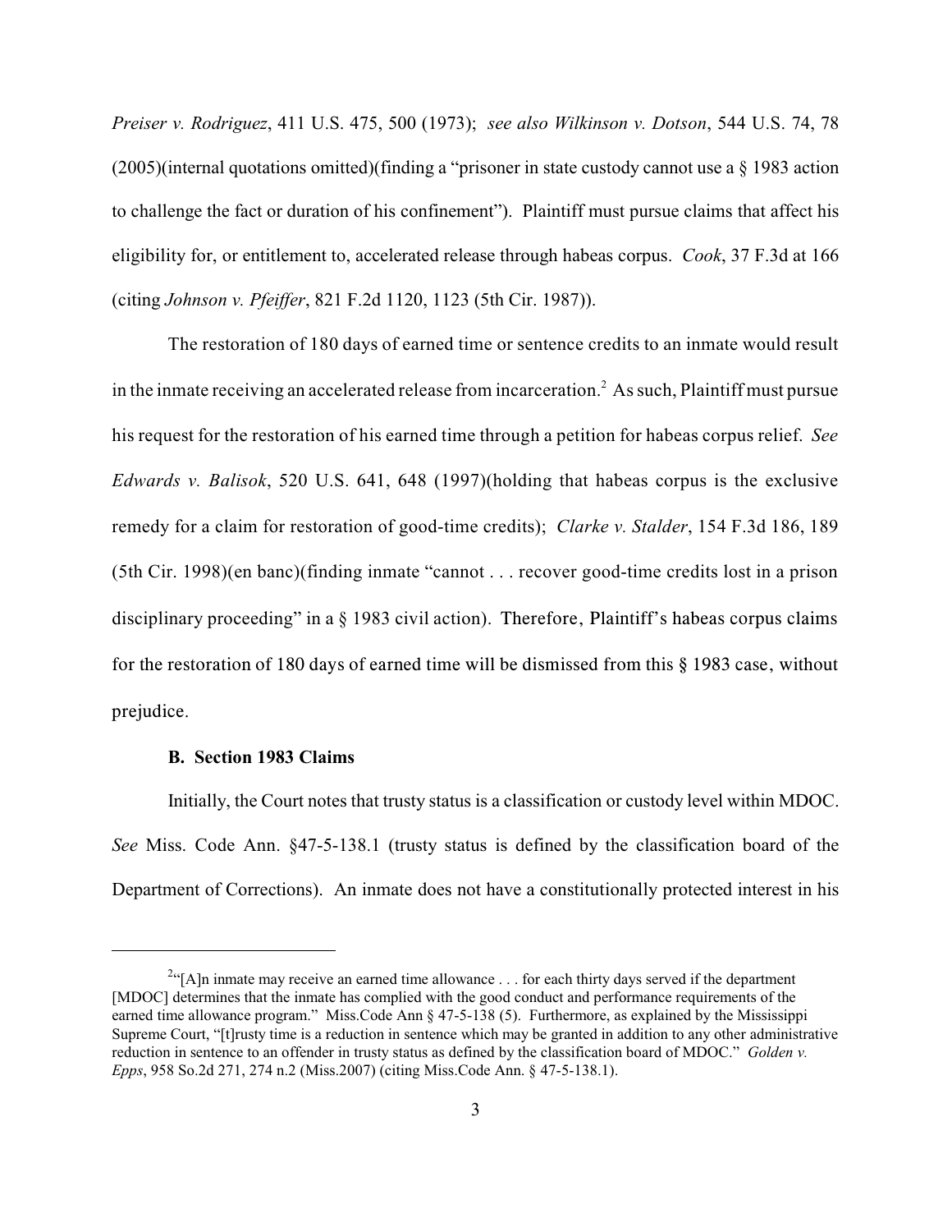*Preiser v. Rodriguez*, 411 U.S. 475, 500 (1973); *see also Wilkinson v. Dotson*, 544 U.S. 74, 78 (2005)(internal quotations omitted)(finding a "prisoner in state custody cannot use a § 1983 action to challenge the fact or duration of his confinement"). Plaintiff must pursue claims that affect his eligibility for, or entitlement to, accelerated release through habeas corpus. *Cook*, 37 F.3d at 166 (citing *Johnson v. Pfeiffer*, 821 F.2d 1120, 1123 (5th Cir. 1987)).

The restoration of 180 days of earned time or sentence credits to an inmate would result in the inmate receiving an accelerated release from incarceration.[2] As such, Plaintiff must pursue his request for the restoration of his earned time through a petition for habeas corpus relief. *See Edwards v. Balisok*, 520 U.S. 641, 648 (1997)(holding that habeas corpus is the exclusive remedy for a claim for restoration of good-time credits); *Clarke v. Stalder*, 154 F.3d 186, 189 (5th Cir. 1998)(en banc)(finding inmate "cannot . . . recover good-time credits lost in a prison disciplinary proceeding" in a § 1983 civil action). Therefore, Plaintiff's habeas corpus claims for the restoration of 180 days of earned time will be dismissed from this § 1983 case, without prejudice.

**B. Section 1983 Claims**

Initially, the Court notes that trusty status is a classification or custody level within MDOC. *See* Miss. Code Ann. §47-5-138.1 (trusty status is defined by the classification board of the Department of Corrections). An inmate does not have a constitutionally protected interest in his

---

[2] "[A]n inmate may receive an earned time allowance . . . for each thirty days served if the department [MDOC] determines that the inmate has complied with the good conduct and performance requirements of the earned time allowance program." Miss.Code Ann § 47-5-138 (5). Furthermore, as explained by the Mississippi Supreme Court, "[t]rusty time is a reduction in sentence which may be granted in addition to any other administrative reduction in sentence to an offender in trusty status as defined by the classification board of MDOC." *Golden v. Epps*, 958 So.2d 271, 274 n.2 (Miss.2007) (citing Miss.Code Ann. § 47-5-138.1).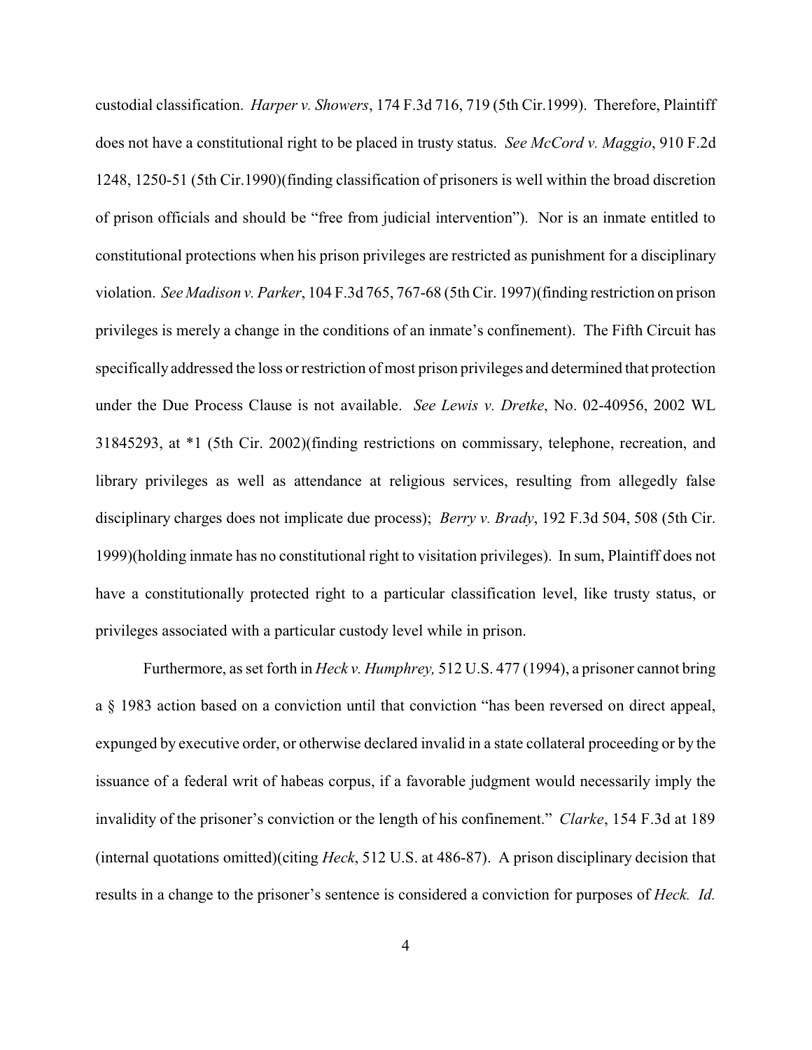custodial classification. *Harper v. Showers*, 174 F.3d 716, 719 (5th Cir.1999). Therefore, Plaintiff does not have a constitutional right to be placed in trusty status. *See McCord v. Maggio*, 910 F.2d 1248, 1250-51 (5th Cir.1990)(finding classification of prisoners is well within the broad discretion of prison officials and should be "free from judicial intervention"). Nor is an inmate entitled to constitutional protections when his prison privileges are restricted as punishment for a disciplinary violation. *See Madison v. Parker*, 104 F.3d 765, 767-68 (5th Cir. 1997)(finding restriction on prison privileges is merely a change in the conditions of an inmate's confinement). The Fifth Circuit has specifically addressed the loss or restriction of most prison privileges and determined that protection under the Due Process Clause is not available. *See Lewis v. Dretke*, No. 02-40956, 2002 WL 31845293, at *1 (5th Cir. 2002)(finding restrictions on commissary, telephone, recreation, and library privileges as well as attendance at religious services, resulting from allegedly false disciplinary charges does not implicate due process); *Berry v. Brady*, 192 F.3d 504, 508 (5th Cir. 1999)(holding inmate has no constitutional right to visitation privileges). In sum, Plaintiff does not have a constitutionally protected right to a particular classification level, like trusty status, or privileges associated with a particular custody level while in prison.

Furthermore, as set forth in *Heck v. Humphrey,* 512 U.S. 477 (1994), a prisoner cannot bring a § 1983 action based on a conviction until that conviction "has been reversed on direct appeal, expunged by executive order, or otherwise declared invalid in a state collateral proceeding or by the issuance of a federal writ of habeas corpus, if a favorable judgment would necessarily imply the invalidity of the prisoner's conviction or the length of his confinement." *Clarke*, 154 F.3d at 189 (internal quotations omitted)(citing *Heck*, 512 U.S. at 486-87). A prison disciplinary decision that results in a change to the prisoner's sentence is considered a conviction for purposes of *Heck. Id.*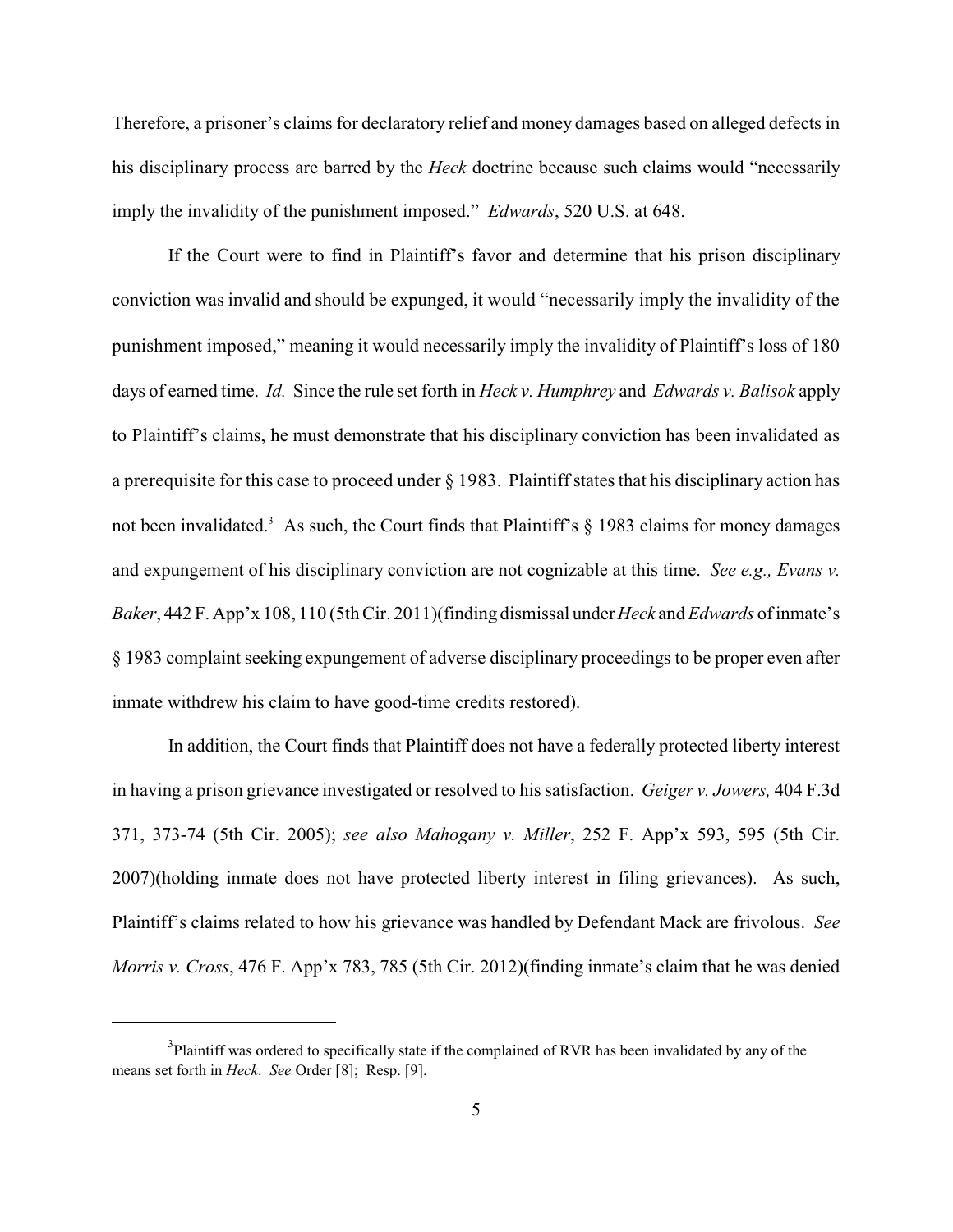Therefore, a prisoner's claims for declaratory relief and money damages based on alleged defects in his disciplinary process are barred by the *Heck* doctrine because such claims would "necessarily imply the invalidity of the punishment imposed." *Edwards*, 520 U.S. at 648.

If the Court were to find in Plaintiff's favor and determine that his prison disciplinary conviction was invalid and should be expunged, it would "necessarily imply the invalidity of the punishment imposed," meaning it would necessarily imply the invalidity of Plaintiff's loss of 180 days of earned time. *Id.* Since the rule set forth in *Heck v. Humphrey* and *Edwards v. Balisok* apply to Plaintiff's claims, he must demonstrate that his disciplinary conviction has been invalidated as a prerequisite for this case to proceed under § 1983. Plaintiff states that his disciplinary action has not been invalidated.[3] As such, the Court finds that Plaintiff's § 1983 claims for money damages and expungement of his disciplinary conviction are not cognizable at this time. *See e.g., Evans v. Baker*, 442 F. App'x 108, 110 (5th Cir. 2011)(finding dismissal under *Heck* and *Edwards* of inmate's § 1983 complaint seeking expungement of adverse disciplinary proceedings to be proper even after inmate withdrew his claim to have good-time credits restored).

In addition, the Court finds that Plaintiff does not have a federally protected liberty interest in having a prison grievance investigated or resolved to his satisfaction. *Geiger v. Jowers,* 404 F.3d 371, 373-74 (5th Cir. 2005); *see also Mahogany v. Miller*, 252 F. App'x 593, 595 (5th Cir. 2007)(holding inmate does not have protected liberty interest in filing grievances). As such, Plaintiff's claims related to how his grievance was handled by Defendant Mack are frivolous. *See Morris v. Cross*, 476 F. App'x 783, 785 (5th Cir. 2012)(finding inmate's claim that he was denied

[3] Plaintiff was ordered to specifically state if the complained of RVR has been invalidated by any of the means set forth in *Heck*. *See* Order [8]; Resp. [9].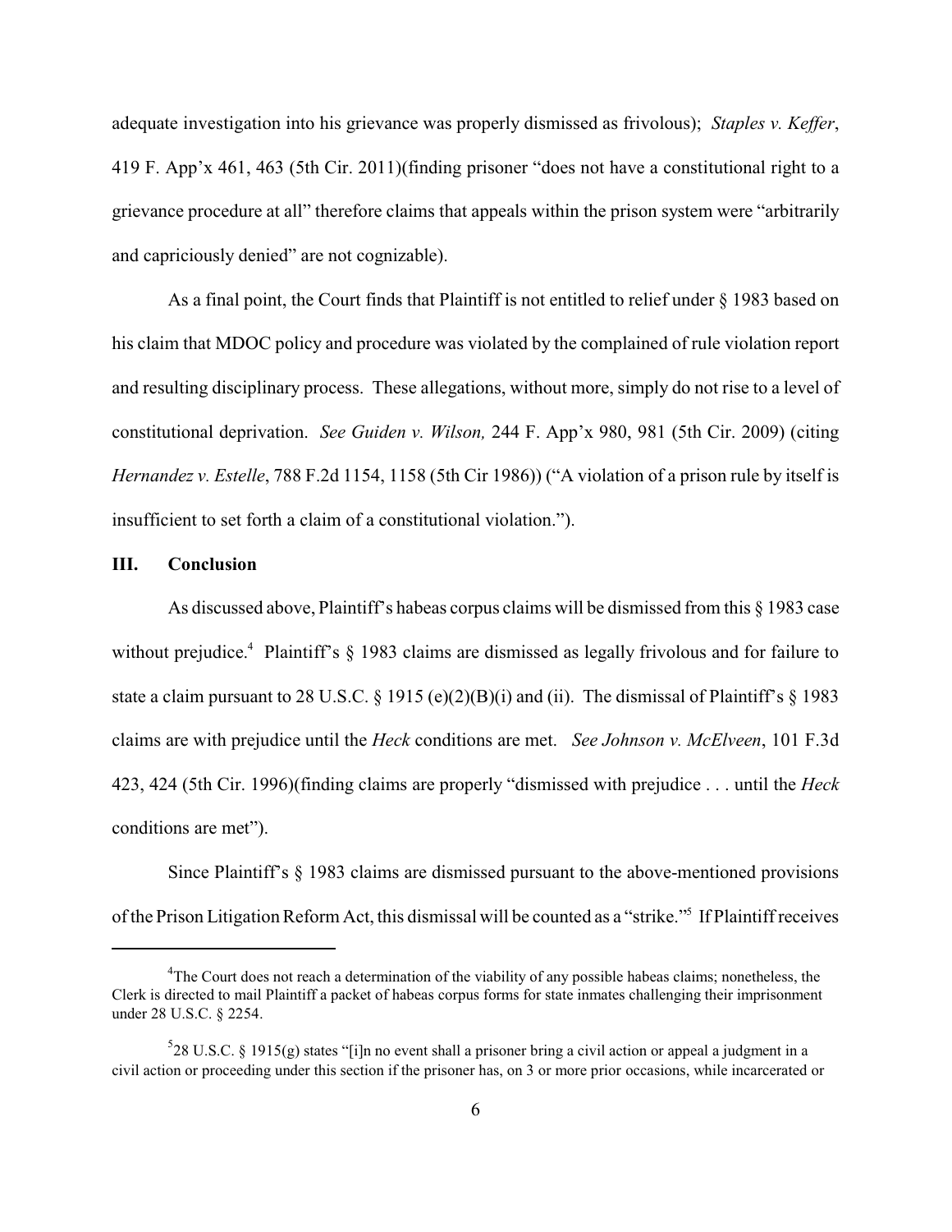adequate investigation into his grievance was properly dismissed as frivolous); *Staples v. Keffer*, 419 F. App'x 461, 463 (5th Cir. 2011)(finding prisoner "does not have a constitutional right to a grievance procedure at all" therefore claims that appeals within the prison system were "arbitrarily and capriciously denied" are not cognizable).

As a final point, the Court finds that Plaintiff is not entitled to relief under § 1983 based on his claim that MDOC policy and procedure was violated by the complained of rule violation report and resulting disciplinary process. These allegations, without more, simply do not rise to a level of constitutional deprivation. *See Guiden v. Wilson,* 244 F. App'x 980, 981 (5th Cir. 2009) (citing *Hernandez v. Estelle*, 788 F.2d 1154, 1158 (5th Cir 1986)) ("A violation of a prison rule by itself is insufficient to set forth a claim of a constitutional violation.").

## III. Conclusion

As discussed above, Plaintiff's habeas corpus claims will be dismissed from this § 1983 case without prejudice.[4] Plaintiff's § 1983 claims are dismissed as legally frivolous and for failure to state a claim pursuant to 28 U.S.C. § 1915 (e)(2)(B)(i) and (ii). The dismissal of Plaintiff's § 1983 claims are with prejudice until the *Heck* conditions are met. *See Johnson v. McElveen*, 101 F.3d 423, 424 (5th Cir. 1996)(finding claims are properly "dismissed with prejudice . . . until the *Heck* conditions are met").

Since Plaintiff's § 1983 claims are dismissed pursuant to the above-mentioned provisions of the Prison Litigation Reform Act, this dismissal will be counted as a "strike."[5] If Plaintiff receives

---

[4]The Court does not reach a determination of the viability of any possible habeas claims; nonetheless, the Clerk is directed to mail Plaintiff a packet of habeas corpus forms for state inmates challenging their imprisonment under 28 U.S.C. § 2254.

[5]28 U.S.C. § 1915(g) states "[i]n no event shall a prisoner bring a civil action or appeal a judgment in a civil action or proceeding under this section if the prisoner has, on 3 or more prior occasions, while incarcerated or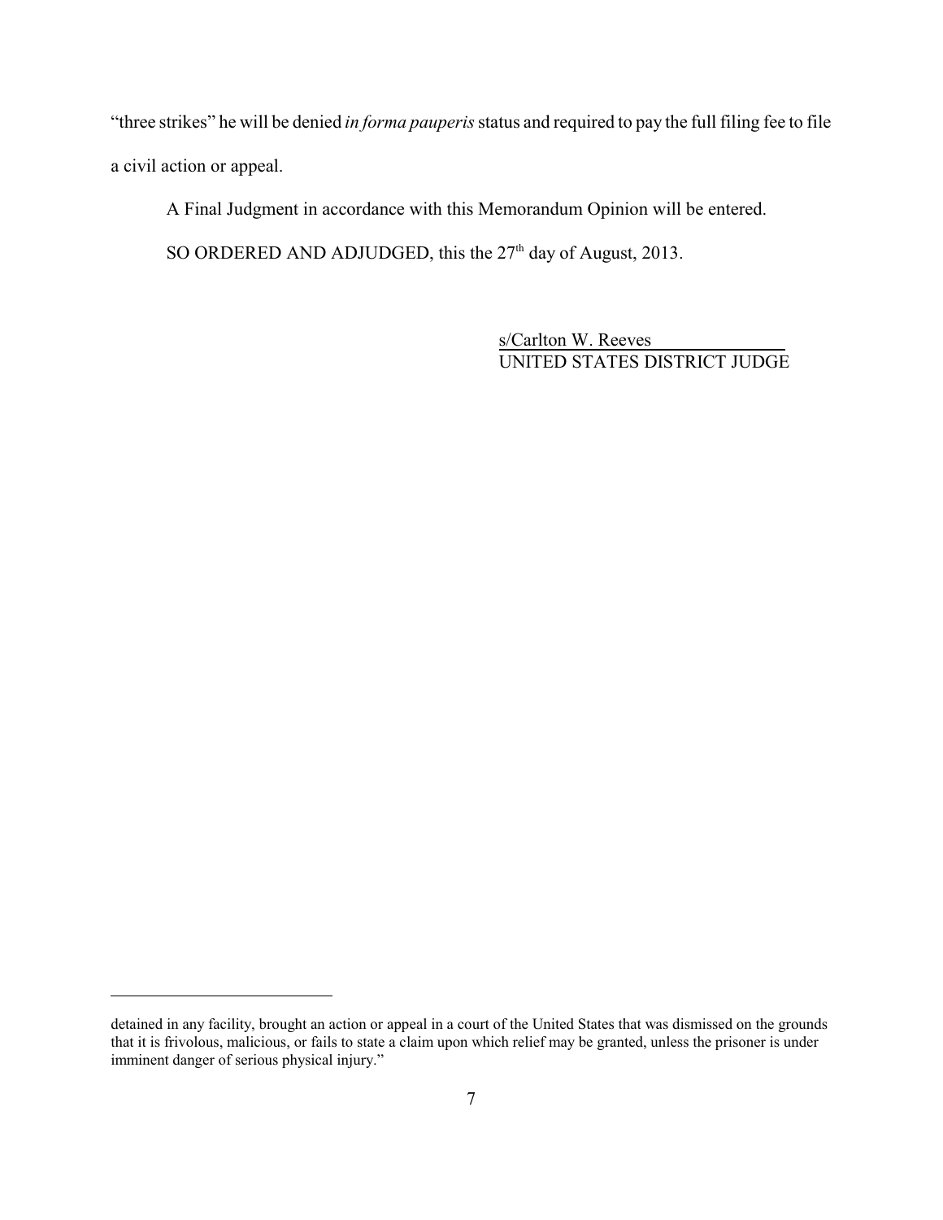"three strikes" he will be denied *in forma pauperis* status and required to pay the full filing fee to file a civil action or appeal.

A Final Judgment in accordance with this Memorandum Opinion will be entered.

SO ORDERED AND ADJUDGED, this the 27th day of August, 2013.

s/Carlton W. Reeves
UNITED STATES DISTRICT JUDGE

---

detained in any facility, brought an action or appeal in a court of the United States that was dismissed on the grounds that it is frivolous, malicious, or fails to state a claim upon which relief may be granted, unless the prisoner is under imminent danger of serious physical injury."